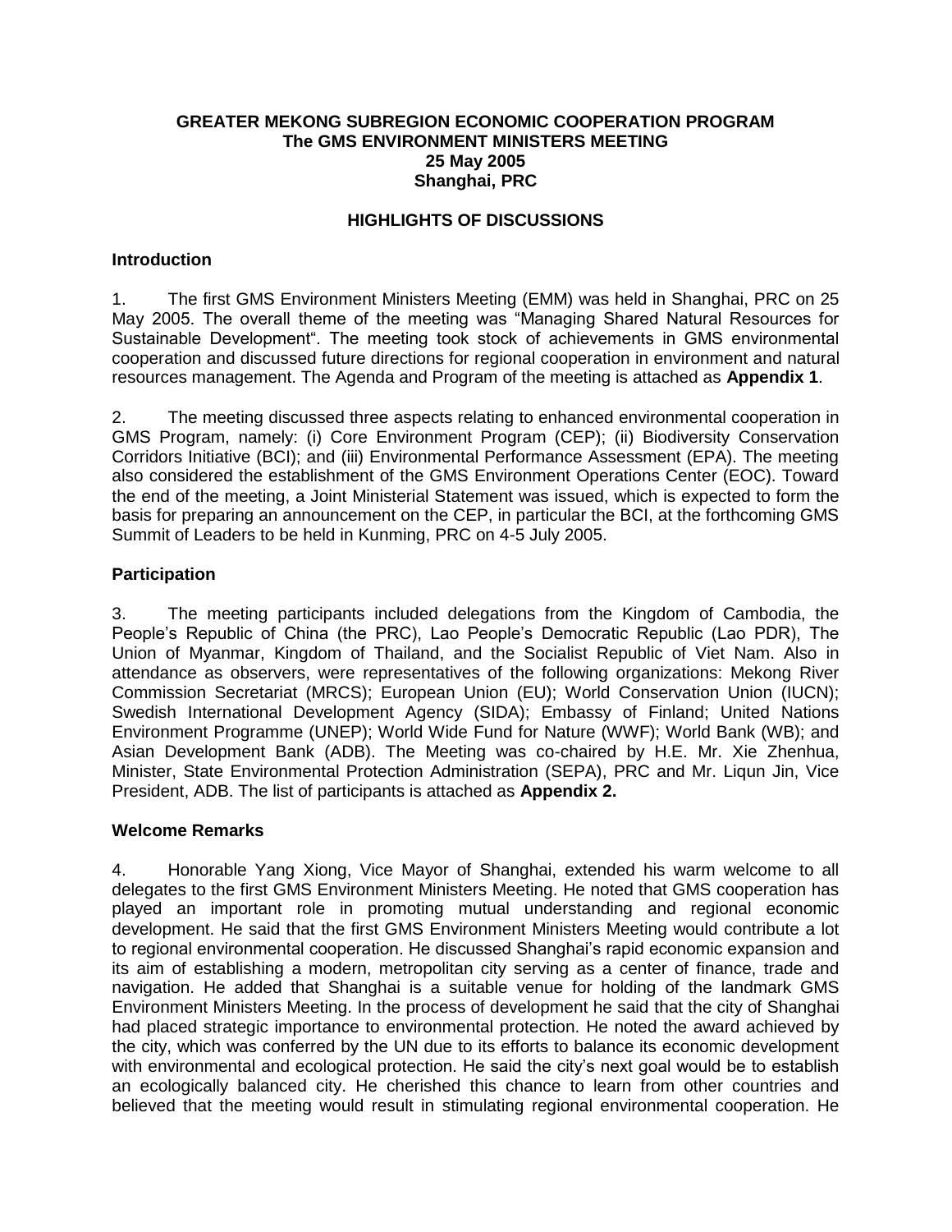**GREATER MEKONG SUBREGION ECONOMIC COOPERATION PROGRAM**
**The GMS ENVIRONMENT MINISTERS MEETING**
**25 May 2005**
**Shanghai, PRC**

## HIGHLIGHTS OF DISCUSSIONS

### Introduction

1. The first GMS Environment Ministers Meeting (EMM) was held in Shanghai, PRC on 25 May 2005. The overall theme of the meeting was "Managing Shared Natural Resources for Sustainable Development". The meeting took stock of achievements in GMS environmental cooperation and discussed future directions for regional cooperation in environment and natural resources management. The Agenda and Program of the meeting is attached as **Appendix 1**.

2. The meeting discussed three aspects relating to enhanced environmental cooperation in GMS Program, namely: (i) Core Environment Program (CEP); (ii) Biodiversity Conservation Corridors Initiative (BCI); and (iii) Environmental Performance Assessment (EPA). The meeting also considered the establishment of the GMS Environment Operations Center (EOC). Toward the end of the meeting, a Joint Ministerial Statement was issued, which is expected to form the basis for preparing an announcement on the CEP, in particular the BCI, at the forthcoming GMS Summit of Leaders to be held in Kunming, PRC on 4-5 July 2005.

### Participation

3. The meeting participants included delegations from the Kingdom of Cambodia, the People's Republic of China (the PRC), Lao People's Democratic Republic (Lao PDR), The Union of Myanmar, Kingdom of Thailand, and the Socialist Republic of Viet Nam. Also in attendance as observers, were representatives of the following organizations: Mekong River Commission Secretariat (MRCS); European Union (EU); World Conservation Union (IUCN); Swedish International Development Agency (SIDA); Embassy of Finland; United Nations Environment Programme (UNEP); World Wide Fund for Nature (WWF); World Bank (WB); and Asian Development Bank (ADB). The Meeting was co-chaired by H.E. Mr. Xie Zhenhua, Minister, State Environmental Protection Administration (SEPA), PRC and Mr. Liqun Jin, Vice President, ADB. The list of participants is attached as **Appendix 2.**

### Welcome Remarks

4. Honorable Yang Xiong, Vice Mayor of Shanghai, extended his warm welcome to all delegates to the first GMS Environment Ministers Meeting. He noted that GMS cooperation has played an important role in promoting mutual understanding and regional economic development. He said that the first GMS Environment Ministers Meeting would contribute a lot to regional environmental cooperation. He discussed Shanghai's rapid economic expansion and its aim of establishing a modern, metropolitan city serving as a center of finance, trade and navigation. He added that Shanghai is a suitable venue for holding of the landmark GMS Environment Ministers Meeting. In the process of development he said that the city of Shanghai had placed strategic importance to environmental protection. He noted the award achieved by the city, which was conferred by the UN due to its efforts to balance its economic development with environmental and ecological protection. He said the city's next goal would be to establish an ecologically balanced city. He cherished this chance to learn from other countries and believed that the meeting would result in stimulating regional environmental cooperation. He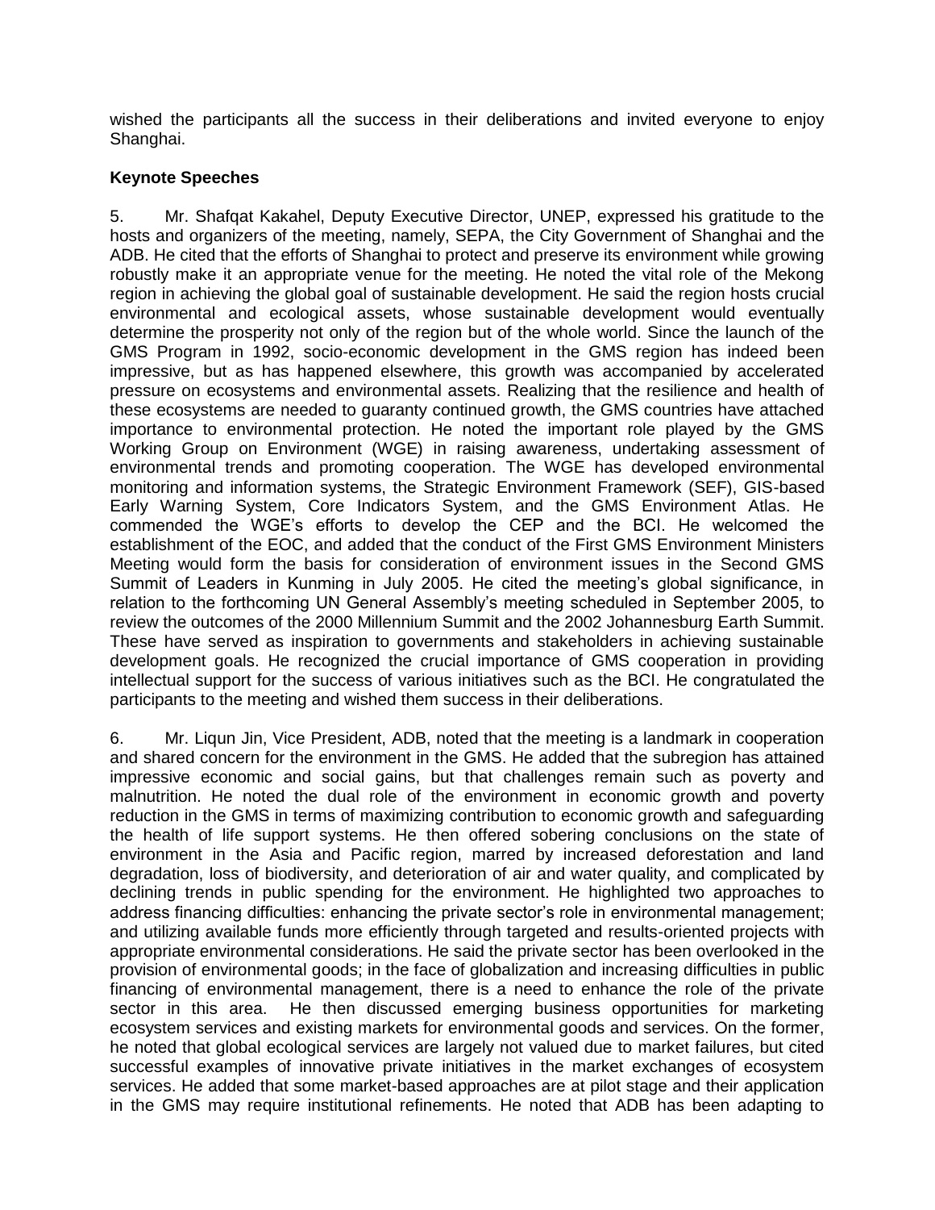wished the participants all the success in their deliberations and invited everyone to enjoy Shanghai.

**Keynote Speeches**

5. Mr. Shafqat Kakahel, Deputy Executive Director, UNEP, expressed his gratitude to the hosts and organizers of the meeting, namely, SEPA, the City Government of Shanghai and the ADB. He cited that the efforts of Shanghai to protect and preserve its environment while growing robustly make it an appropriate venue for the meeting. He noted the vital role of the Mekong region in achieving the global goal of sustainable development. He said the region hosts crucial environmental and ecological assets, whose sustainable development would eventually determine the prosperity not only of the region but of the whole world. Since the launch of the GMS Program in 1992, socio-economic development in the GMS region has indeed been impressive, but as has happened elsewhere, this growth was accompanied by accelerated pressure on ecosystems and environmental assets. Realizing that the resilience and health of these ecosystems are needed to guaranty continued growth, the GMS countries have attached importance to environmental protection. He noted the important role played by the GMS Working Group on Environment (WGE) in raising awareness, undertaking assessment of environmental trends and promoting cooperation. The WGE has developed environmental monitoring and information systems, the Strategic Environment Framework (SEF), GIS-based Early Warning System, Core Indicators System, and the GMS Environment Atlas. He commended the WGE's efforts to develop the CEP and the BCI. He welcomed the establishment of the EOC, and added that the conduct of the First GMS Environment Ministers Meeting would form the basis for consideration of environment issues in the Second GMS Summit of Leaders in Kunming in July 2005. He cited the meeting's global significance, in relation to the forthcoming UN General Assembly's meeting scheduled in September 2005, to review the outcomes of the 2000 Millennium Summit and the 2002 Johannesburg Earth Summit. These have served as inspiration to governments and stakeholders in achieving sustainable development goals. He recognized the crucial importance of GMS cooperation in providing intellectual support for the success of various initiatives such as the BCI. He congratulated the participants to the meeting and wished them success in their deliberations.

6. Mr. Liqun Jin, Vice President, ADB, noted that the meeting is a landmark in cooperation and shared concern for the environment in the GMS. He added that the subregion has attained impressive economic and social gains, but that challenges remain such as poverty and malnutrition. He noted the dual role of the environment in economic growth and poverty reduction in the GMS in terms of maximizing contribution to economic growth and safeguarding the health of life support systems. He then offered sobering conclusions on the state of environment in the Asia and Pacific region, marred by increased deforestation and land degradation, loss of biodiversity, and deterioration of air and water quality, and complicated by declining trends in public spending for the environment. He highlighted two approaches to address financing difficulties: enhancing the private sector's role in environmental management; and utilizing available funds more efficiently through targeted and results-oriented projects with appropriate environmental considerations. He said the private sector has been overlooked in the provision of environmental goods; in the face of globalization and increasing difficulties in public financing of environmental management, there is a need to enhance the role of the private sector in this area. He then discussed emerging business opportunities for marketing ecosystem services and existing markets for environmental goods and services. On the former, he noted that global ecological services are largely not valued due to market failures, but cited successful examples of innovative private initiatives in the market exchanges of ecosystem services. He added that some market-based approaches are at pilot stage and their application in the GMS may require institutional refinements. He noted that ADB has been adapting to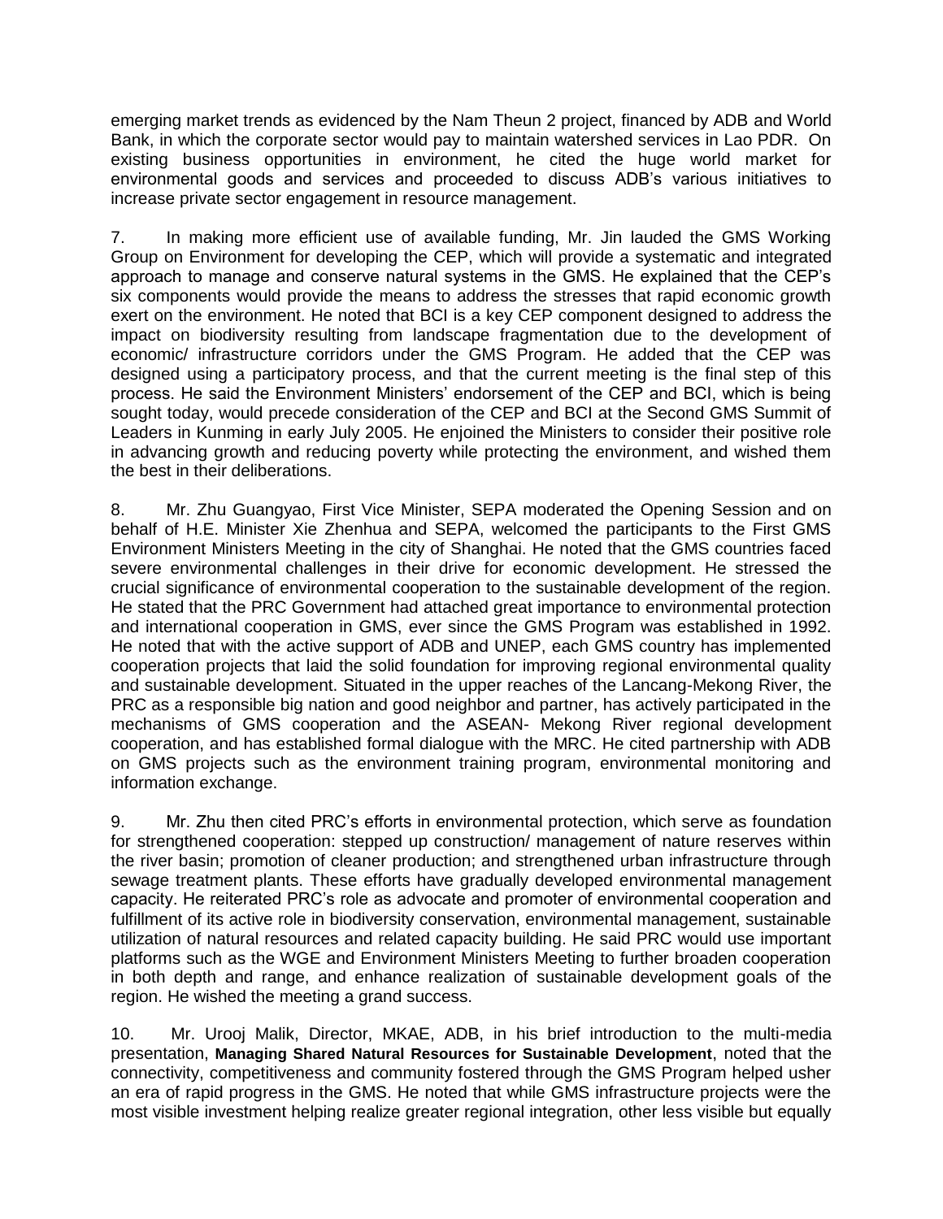emerging market trends as evidenced by the Nam Theun 2 project, financed by ADB and World Bank, in which the corporate sector would pay to maintain watershed services in Lao PDR. On existing business opportunities in environment, he cited the huge world market for environmental goods and services and proceeded to discuss ADB's various initiatives to increase private sector engagement in resource management.

7. In making more efficient use of available funding, Mr. Jin lauded the GMS Working Group on Environment for developing the CEP, which will provide a systematic and integrated approach to manage and conserve natural systems in the GMS. He explained that the CEP's six components would provide the means to address the stresses that rapid economic growth exert on the environment. He noted that BCI is a key CEP component designed to address the impact on biodiversity resulting from landscape fragmentation due to the development of economic/ infrastructure corridors under the GMS Program. He added that the CEP was designed using a participatory process, and that the current meeting is the final step of this process. He said the Environment Ministers' endorsement of the CEP and BCI, which is being sought today, would precede consideration of the CEP and BCI at the Second GMS Summit of Leaders in Kunming in early July 2005. He enjoined the Ministers to consider their positive role in advancing growth and reducing poverty while protecting the environment, and wished them the best in their deliberations.

8. Mr. Zhu Guangyao, First Vice Minister, SEPA moderated the Opening Session and on behalf of H.E. Minister Xie Zhenhua and SEPA, welcomed the participants to the First GMS Environment Ministers Meeting in the city of Shanghai. He noted that the GMS countries faced severe environmental challenges in their drive for economic development. He stressed the crucial significance of environmental cooperation to the sustainable development of the region. He stated that the PRC Government had attached great importance to environmental protection and international cooperation in GMS, ever since the GMS Program was established in 1992. He noted that with the active support of ADB and UNEP, each GMS country has implemented cooperation projects that laid the solid foundation for improving regional environmental quality and sustainable development. Situated in the upper reaches of the Lancang-Mekong River, the PRC as a responsible big nation and good neighbor and partner, has actively participated in the mechanisms of GMS cooperation and the ASEAN- Mekong River regional development cooperation, and has established formal dialogue with the MRC. He cited partnership with ADB on GMS projects such as the environment training program, environmental monitoring and information exchange.

9. Mr. Zhu then cited PRC's efforts in environmental protection, which serve as foundation for strengthened cooperation: stepped up construction/ management of nature reserves within the river basin; promotion of cleaner production; and strengthened urban infrastructure through sewage treatment plants. These efforts have gradually developed environmental management capacity. He reiterated PRC's role as advocate and promoter of environmental cooperation and fulfillment of its active role in biodiversity conservation, environmental management, sustainable utilization of natural resources and related capacity building. He said PRC would use important platforms such as the WGE and Environment Ministers Meeting to further broaden cooperation in both depth and range, and enhance realization of sustainable development goals of the region. He wished the meeting a grand success.

10. Mr. Urooj Malik, Director, MKAE, ADB, in his brief introduction to the multi-media presentation, **Managing Shared Natural Resources for Sustainable Development**, noted that the connectivity, competitiveness and community fostered through the GMS Program helped usher an era of rapid progress in the GMS. He noted that while GMS infrastructure projects were the most visible investment helping realize greater regional integration, other less visible but equally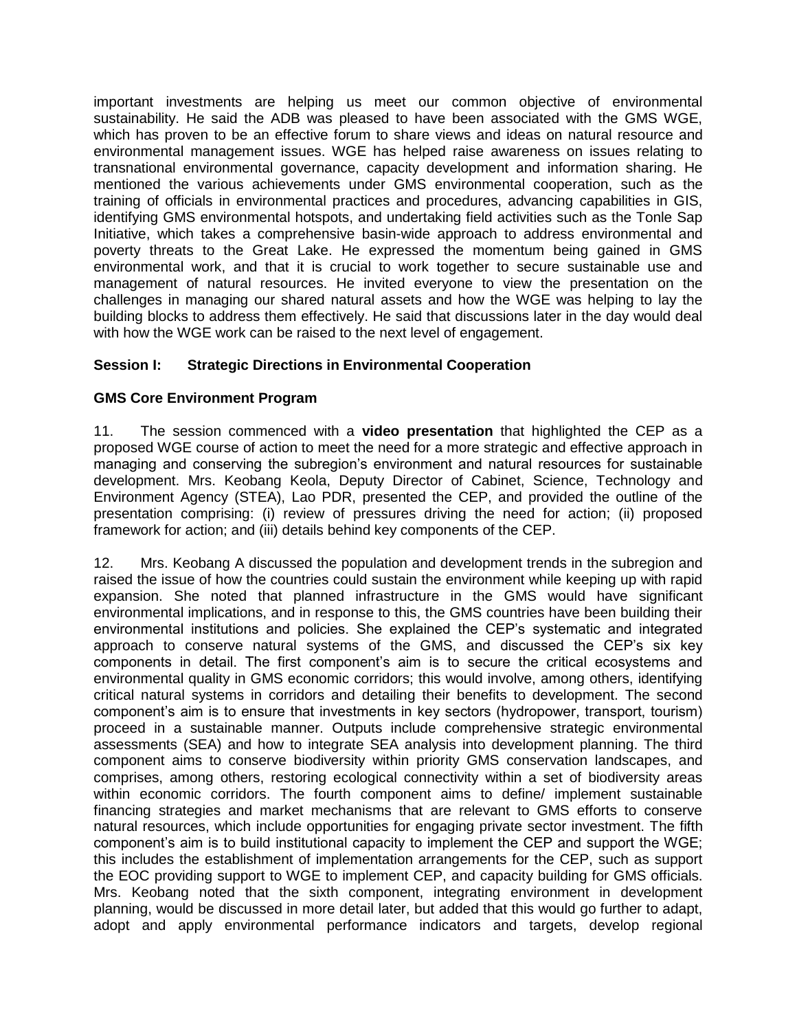important investments are helping us meet our common objective of environmental sustainability. He said the ADB was pleased to have been associated with the GMS WGE, which has proven to be an effective forum to share views and ideas on natural resource and environmental management issues. WGE has helped raise awareness on issues relating to transnational environmental governance, capacity development and information sharing. He mentioned the various achievements under GMS environmental cooperation, such as the training of officials in environmental practices and procedures, advancing capabilities in GIS, identifying GMS environmental hotspots, and undertaking field activities such as the Tonle Sap Initiative, which takes a comprehensive basin-wide approach to address environmental and poverty threats to the Great Lake. He expressed the momentum being gained in GMS environmental work, and that it is crucial to work together to secure sustainable use and management of natural resources. He invited everyone to view the presentation on the challenges in managing our shared natural assets and how the WGE was helping to lay the building blocks to address them effectively. He said that discussions later in the day would deal with how the WGE work can be raised to the next level of engagement.

**Session I: Strategic Directions in Environmental Cooperation**

**GMS Core Environment Program**

11. The session commenced with a **video presentation** that highlighted the CEP as a proposed WGE course of action to meet the need for a more strategic and effective approach in managing and conserving the subregion's environment and natural resources for sustainable development. Mrs. Keobang Keola, Deputy Director of Cabinet, Science, Technology and Environment Agency (STEA), Lao PDR, presented the CEP, and provided the outline of the presentation comprising: (i) review of pressures driving the need for action; (ii) proposed framework for action; and (iii) details behind key components of the CEP.

12. Mrs. Keobang A discussed the population and development trends in the subregion and raised the issue of how the countries could sustain the environment while keeping up with rapid expansion. She noted that planned infrastructure in the GMS would have significant environmental implications, and in response to this, the GMS countries have been building their environmental institutions and policies. She explained the CEP's systematic and integrated approach to conserve natural systems of the GMS, and discussed the CEP's six key components in detail. The first component's aim is to secure the critical ecosystems and environmental quality in GMS economic corridors; this would involve, among others, identifying critical natural systems in corridors and detailing their benefits to development. The second component's aim is to ensure that investments in key sectors (hydropower, transport, tourism) proceed in a sustainable manner. Outputs include comprehensive strategic environmental assessments (SEA) and how to integrate SEA analysis into development planning. The third component aims to conserve biodiversity within priority GMS conservation landscapes, and comprises, among others, restoring ecological connectivity within a set of biodiversity areas within economic corridors. The fourth component aims to define/ implement sustainable financing strategies and market mechanisms that are relevant to GMS efforts to conserve natural resources, which include opportunities for engaging private sector investment. The fifth component's aim is to build institutional capacity to implement the CEP and support the WGE; this includes the establishment of implementation arrangements for the CEP, such as support the EOC providing support to WGE to implement CEP, and capacity building for GMS officials. Mrs. Keobang noted that the sixth component, integrating environment in development planning, would be discussed in more detail later, but added that this would go further to adapt, adopt and apply environmental performance indicators and targets, develop regional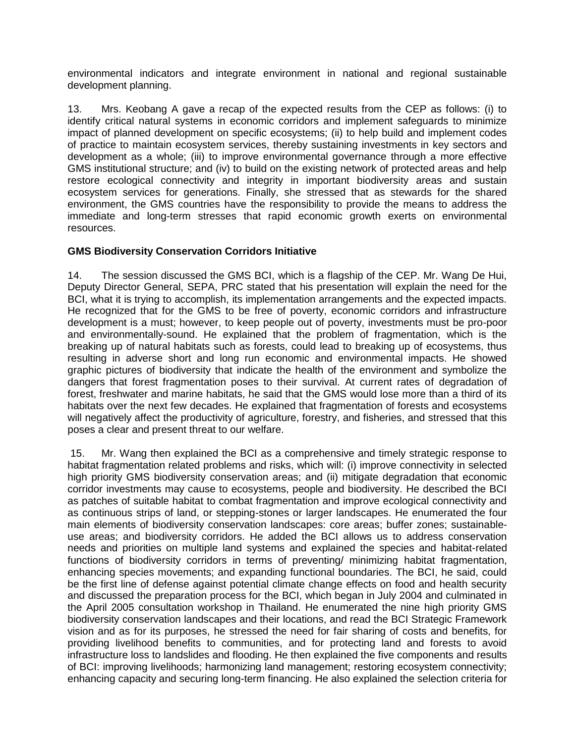environmental indicators and integrate environment in national and regional sustainable development planning.

13. Mrs. Keobang A gave a recap of the expected results from the CEP as follows: (i) to identify critical natural systems in economic corridors and implement safeguards to minimize impact of planned development on specific ecosystems; (ii) to help build and implement codes of practice to maintain ecosystem services, thereby sustaining investments in key sectors and development as a whole; (iii) to improve environmental governance through a more effective GMS institutional structure; and (iv) to build on the existing network of protected areas and help restore ecological connectivity and integrity in important biodiversity areas and sustain ecosystem services for generations. Finally, she stressed that as stewards for the shared environment, the GMS countries have the responsibility to provide the means to address the immediate and long-term stresses that rapid economic growth exerts on environmental resources.

**GMS Biodiversity Conservation Corridors Initiative**

14. The session discussed the GMS BCI, which is a flagship of the CEP. Mr. Wang De Hui, Deputy Director General, SEPA, PRC stated that his presentation will explain the need for the BCI, what it is trying to accomplish, its implementation arrangements and the expected impacts. He recognized that for the GMS to be free of poverty, economic corridors and infrastructure development is a must; however, to keep people out of poverty, investments must be pro-poor and environmentally-sound. He explained that the problem of fragmentation, which is the breaking up of natural habitats such as forests, could lead to breaking up of ecosystems, thus resulting in adverse short and long run economic and environmental impacts. He showed graphic pictures of biodiversity that indicate the health of the environment and symbolize the dangers that forest fragmentation poses to their survival. At current rates of degradation of forest, freshwater and marine habitats, he said that the GMS would lose more than a third of its habitats over the next few decades. He explained that fragmentation of forests and ecosystems will negatively affect the productivity of agriculture, forestry, and fisheries, and stressed that this poses a clear and present threat to our welfare.

15. Mr. Wang then explained the BCI as a comprehensive and timely strategic response to habitat fragmentation related problems and risks, which will: (i) improve connectivity in selected high priority GMS biodiversity conservation areas; and (ii) mitigate degradation that economic corridor investments may cause to ecosystems, people and biodiversity. He described the BCI as patches of suitable habitat to combat fragmentation and improve ecological connectivity and as continuous strips of land, or stepping-stones or larger landscapes. He enumerated the four main elements of biodiversity conservation landscapes: core areas; buffer zones; sustainable-use areas; and biodiversity corridors. He added the BCI allows us to address conservation needs and priorities on multiple land systems and explained the species and habitat-related functions of biodiversity corridors in terms of preventing/ minimizing habitat fragmentation, enhancing species movements; and expanding functional boundaries. The BCI, he said, could be the first line of defense against potential climate change effects on food and health security and discussed the preparation process for the BCI, which began in July 2004 and culminated in the April 2005 consultation workshop in Thailand. He enumerated the nine high priority GMS biodiversity conservation landscapes and their locations, and read the BCI Strategic Framework vision and as for its purposes, he stressed the need for fair sharing of costs and benefits, for providing livelihood benefits to communities, and for protecting land and forests to avoid infrastructure loss to landslides and flooding. He then explained the five components and results of BCI: improving livelihoods; harmonizing land management; restoring ecosystem connectivity; enhancing capacity and securing long-term financing. He also explained the selection criteria for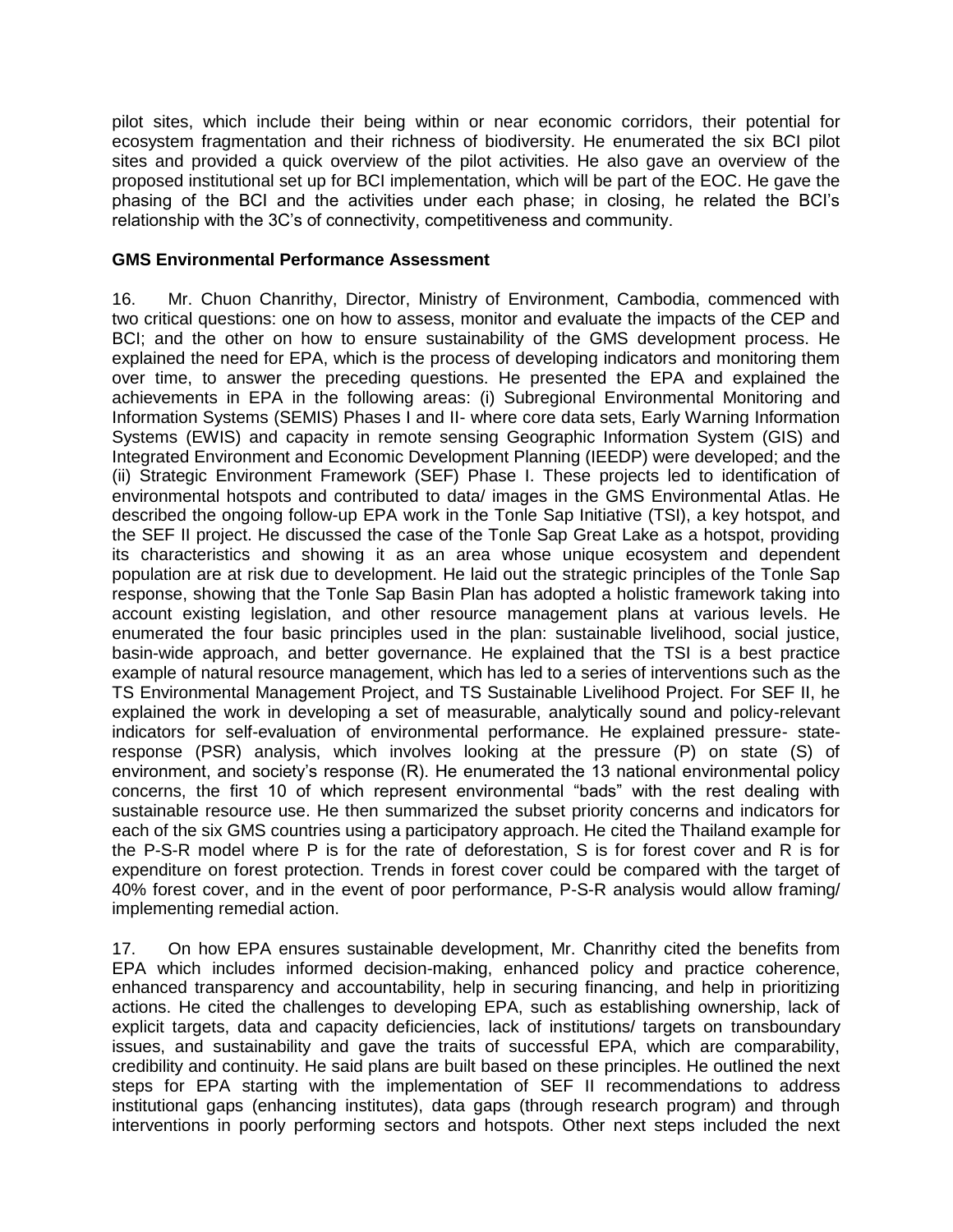pilot sites, which include their being within or near economic corridors, their potential for ecosystem fragmentation and their richness of biodiversity. He enumerated the six BCI pilot sites and provided a quick overview of the pilot activities. He also gave an overview of the proposed institutional set up for BCI implementation, which will be part of the EOC. He gave the phasing of the BCI and the activities under each phase; in closing, he related the BCI's relationship with the 3C's of connectivity, competitiveness and community.

**GMS Environmental Performance Assessment**

16. Mr. Chuon Chanrithy, Director, Ministry of Environment, Cambodia, commenced with two critical questions: one on how to assess, monitor and evaluate the impacts of the CEP and BCI; and the other on how to ensure sustainability of the GMS development process. He explained the need for EPA, which is the process of developing indicators and monitoring them over time, to answer the preceding questions. He presented the EPA and explained the achievements in EPA in the following areas: (i) Subregional Environmental Monitoring and Information Systems (SEMIS) Phases I and II- where core data sets, Early Warning Information Systems (EWIS) and capacity in remote sensing Geographic Information System (GIS) and Integrated Environment and Economic Development Planning (IEEDP) were developed; and the (ii) Strategic Environment Framework (SEF) Phase I. These projects led to identification of environmental hotspots and contributed to data/ images in the GMS Environmental Atlas. He described the ongoing follow-up EPA work in the Tonle Sap Initiative (TSI), a key hotspot, and the SEF II project. He discussed the case of the Tonle Sap Great Lake as a hotspot, providing its characteristics and showing it as an area whose unique ecosystem and dependent population are at risk due to development. He laid out the strategic principles of the Tonle Sap response, showing that the Tonle Sap Basin Plan has adopted a holistic framework taking into account existing legislation, and other resource management plans at various levels. He enumerated the four basic principles used in the plan: sustainable livelihood, social justice, basin-wide approach, and better governance. He explained that the TSI is a best practice example of natural resource management, which has led to a series of interventions such as the TS Environmental Management Project, and TS Sustainable Livelihood Project. For SEF II, he explained the work in developing a set of measurable, analytically sound and policy-relevant indicators for self-evaluation of environmental performance. He explained pressure- state-response (PSR) analysis, which involves looking at the pressure (P) on state (S) of environment, and society's response (R). He enumerated the 13 national environmental policy concerns, the first 10 of which represent environmental "bads" with the rest dealing with sustainable resource use. He then summarized the subset priority concerns and indicators for each of the six GMS countries using a participatory approach. He cited the Thailand example for the P-S-R model where P is for the rate of deforestation, S is for forest cover and R is for expenditure on forest protection. Trends in forest cover could be compared with the target of 40% forest cover, and in the event of poor performance, P-S-R analysis would allow framing/ implementing remedial action.

17. On how EPA ensures sustainable development, Mr. Chanrithy cited the benefits from EPA which includes informed decision-making, enhanced policy and practice coherence, enhanced transparency and accountability, help in securing financing, and help in prioritizing actions. He cited the challenges to developing EPA, such as establishing ownership, lack of explicit targets, data and capacity deficiencies, lack of institutions/ targets on transboundary issues, and sustainability and gave the traits of successful EPA, which are comparability, credibility and continuity. He said plans are built based on these principles. He outlined the next steps for EPA starting with the implementation of SEF II recommendations to address institutional gaps (enhancing institutes), data gaps (through research program) and through interventions in poorly performing sectors and hotspots. Other next steps included the next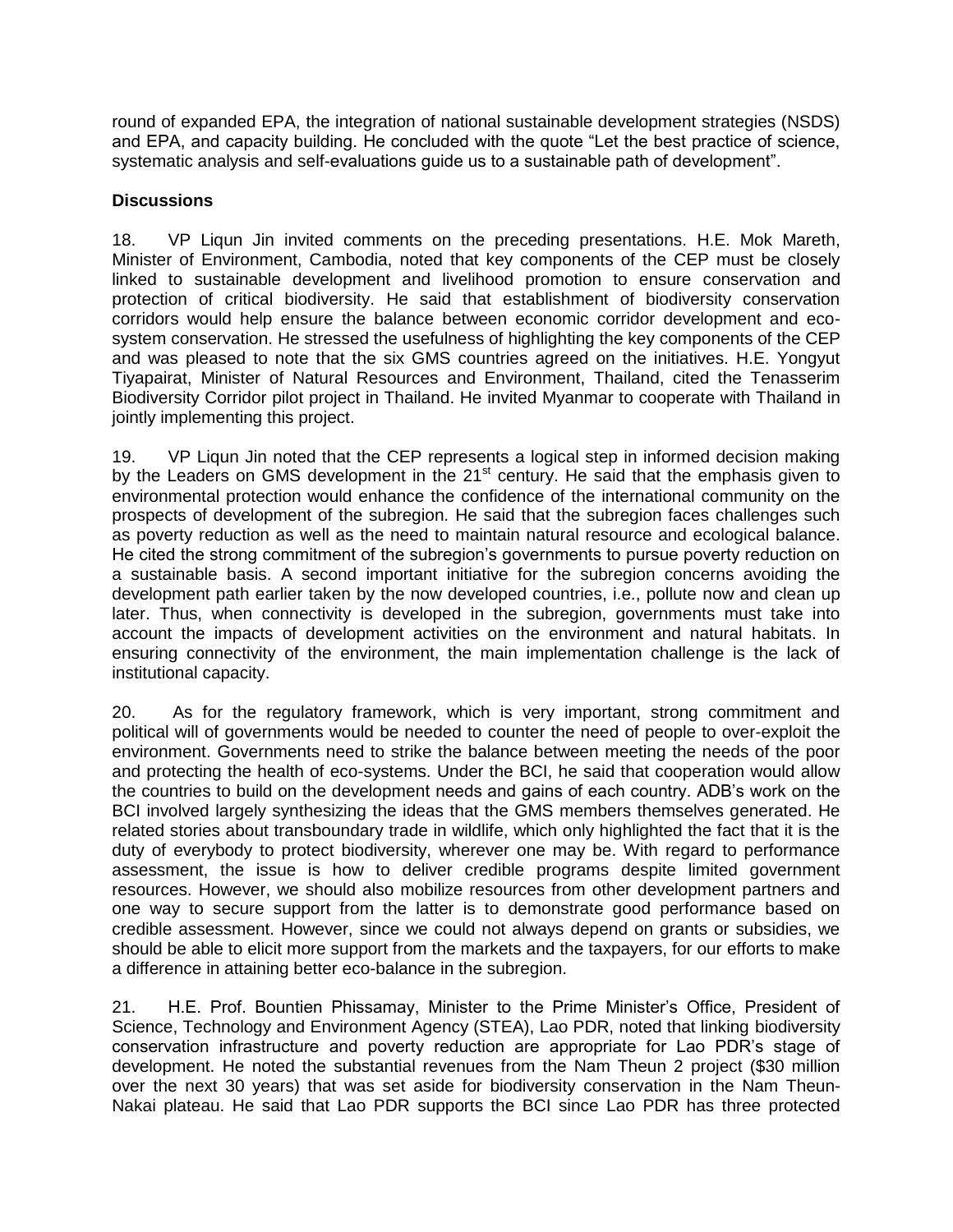round of expanded EPA, the integration of national sustainable development strategies (NSDS) and EPA, and capacity building. He concluded with the quote "Let the best practice of science, systematic analysis and self-evaluations guide us to a sustainable path of development".

**Discussions**

18. VP Liqun Jin invited comments on the preceding presentations. H.E. Mok Mareth, Minister of Environment, Cambodia, noted that key components of the CEP must be closely linked to sustainable development and livelihood promotion to ensure conservation and protection of critical biodiversity. He said that establishment of biodiversity conservation corridors would help ensure the balance between economic corridor development and eco-system conservation. He stressed the usefulness of highlighting the key components of the CEP and was pleased to note that the six GMS countries agreed on the initiatives. H.E. Yongyut Tiyapairat, Minister of Natural Resources and Environment, Thailand, cited the Tenasserim Biodiversity Corridor pilot project in Thailand. He invited Myanmar to cooperate with Thailand in jointly implementing this project.

19. VP Liqun Jin noted that the CEP represents a logical step in informed decision making by the Leaders on GMS development in the 21st century. He said that the emphasis given to environmental protection would enhance the confidence of the international community on the prospects of development of the subregion. He said that the subregion faces challenges such as poverty reduction as well as the need to maintain natural resource and ecological balance. He cited the strong commitment of the subregion's governments to pursue poverty reduction on a sustainable basis. A second important initiative for the subregion concerns avoiding the development path earlier taken by the now developed countries, i.e., pollute now and clean up later. Thus, when connectivity is developed in the subregion, governments must take into account the impacts of development activities on the environment and natural habitats. In ensuring connectivity of the environment, the main implementation challenge is the lack of institutional capacity.

20. As for the regulatory framework, which is very important, strong commitment and political will of governments would be needed to counter the need of people to over-exploit the environment. Governments need to strike the balance between meeting the needs of the poor and protecting the health of eco-systems. Under the BCI, he said that cooperation would allow the countries to build on the development needs and gains of each country. ADB's work on the BCI involved largely synthesizing the ideas that the GMS members themselves generated. He related stories about transboundary trade in wildlife, which only highlighted the fact that it is the duty of everybody to protect biodiversity, wherever one may be. With regard to performance assessment, the issue is how to deliver credible programs despite limited government resources. However, we should also mobilize resources from other development partners and one way to secure support from the latter is to demonstrate good performance based on credible assessment. However, since we could not always depend on grants or subsidies, we should be able to elicit more support from the markets and the taxpayers, for our efforts to make a difference in attaining better eco-balance in the subregion.

21. H.E. Prof. Bountien Phissamay, Minister to the Prime Minister's Office, President of Science, Technology and Environment Agency (STEA), Lao PDR, noted that linking biodiversity conservation infrastructure and poverty reduction are appropriate for Lao PDR's stage of development. He noted the substantial revenues from the Nam Theun 2 project ($30 million over the next 30 years) that was set aside for biodiversity conservation in the Nam Theun-Nakai plateau. He said that Lao PDR supports the BCI since Lao PDR has three protected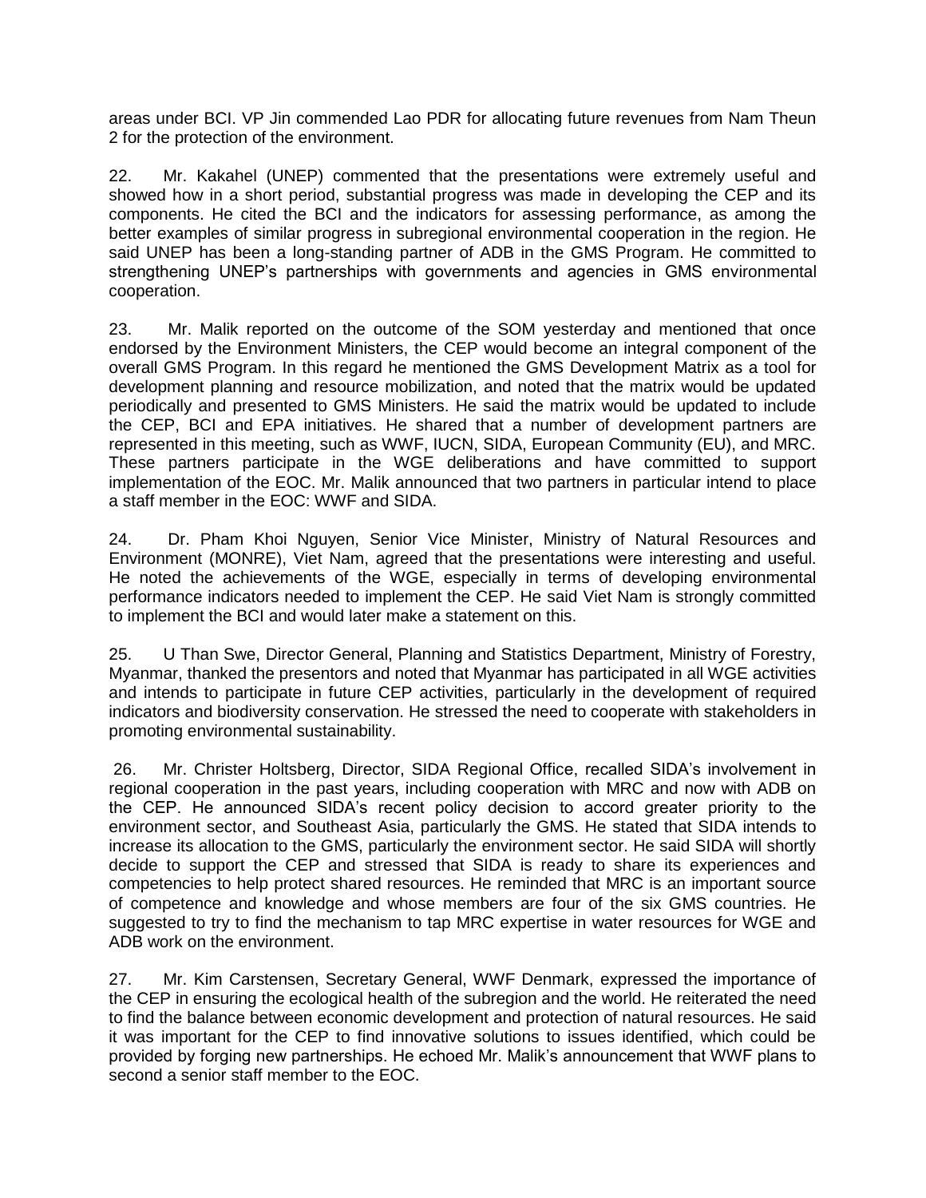areas under BCI. VP Jin commended Lao PDR for allocating future revenues from Nam Theun 2 for the protection of the environment.

22. Mr. Kakahel (UNEP) commented that the presentations were extremely useful and showed how in a short period, substantial progress was made in developing the CEP and its components. He cited the BCI and the indicators for assessing performance, as among the better examples of similar progress in subregional environmental cooperation in the region. He said UNEP has been a long-standing partner of ADB in the GMS Program. He committed to strengthening UNEP's partnerships with governments and agencies in GMS environmental cooperation.

23. Mr. Malik reported on the outcome of the SOM yesterday and mentioned that once endorsed by the Environment Ministers, the CEP would become an integral component of the overall GMS Program. In this regard he mentioned the GMS Development Matrix as a tool for development planning and resource mobilization, and noted that the matrix would be updated periodically and presented to GMS Ministers. He said the matrix would be updated to include the CEP, BCI and EPA initiatives. He shared that a number of development partners are represented in this meeting, such as WWF, IUCN, SIDA, European Community (EU), and MRC. These partners participate in the WGE deliberations and have committed to support implementation of the EOC. Mr. Malik announced that two partners in particular intend to place a staff member in the EOC: WWF and SIDA.

24. Dr. Pham Khoi Nguyen, Senior Vice Minister, Ministry of Natural Resources and Environment (MONRE), Viet Nam, agreed that the presentations were interesting and useful. He noted the achievements of the WGE, especially in terms of developing environmental performance indicators needed to implement the CEP. He said Viet Nam is strongly committed to implement the BCI and would later make a statement on this.

25. U Than Swe, Director General, Planning and Statistics Department, Ministry of Forestry, Myanmar, thanked the presentors and noted that Myanmar has participated in all WGE activities and intends to participate in future CEP activities, particularly in the development of required indicators and biodiversity conservation. He stressed the need to cooperate with stakeholders in promoting environmental sustainability.

26. Mr. Christer Holtsberg, Director, SIDA Regional Office, recalled SIDA's involvement in regional cooperation in the past years, including cooperation with MRC and now with ADB on the CEP. He announced SIDA's recent policy decision to accord greater priority to the environment sector, and Southeast Asia, particularly the GMS. He stated that SIDA intends to increase its allocation to the GMS, particularly the environment sector. He said SIDA will shortly decide to support the CEP and stressed that SIDA is ready to share its experiences and competencies to help protect shared resources. He reminded that MRC is an important source of competence and knowledge and whose members are four of the six GMS countries. He suggested to try to find the mechanism to tap MRC expertise in water resources for WGE and ADB work on the environment.

27. Mr. Kim Carstensen, Secretary General, WWF Denmark, expressed the importance of the CEP in ensuring the ecological health of the subregion and the world. He reiterated the need to find the balance between economic development and protection of natural resources. He said it was important for the CEP to find innovative solutions to issues identified, which could be provided by forging new partnerships. He echoed Mr. Malik's announcement that WWF plans to second a senior staff member to the EOC.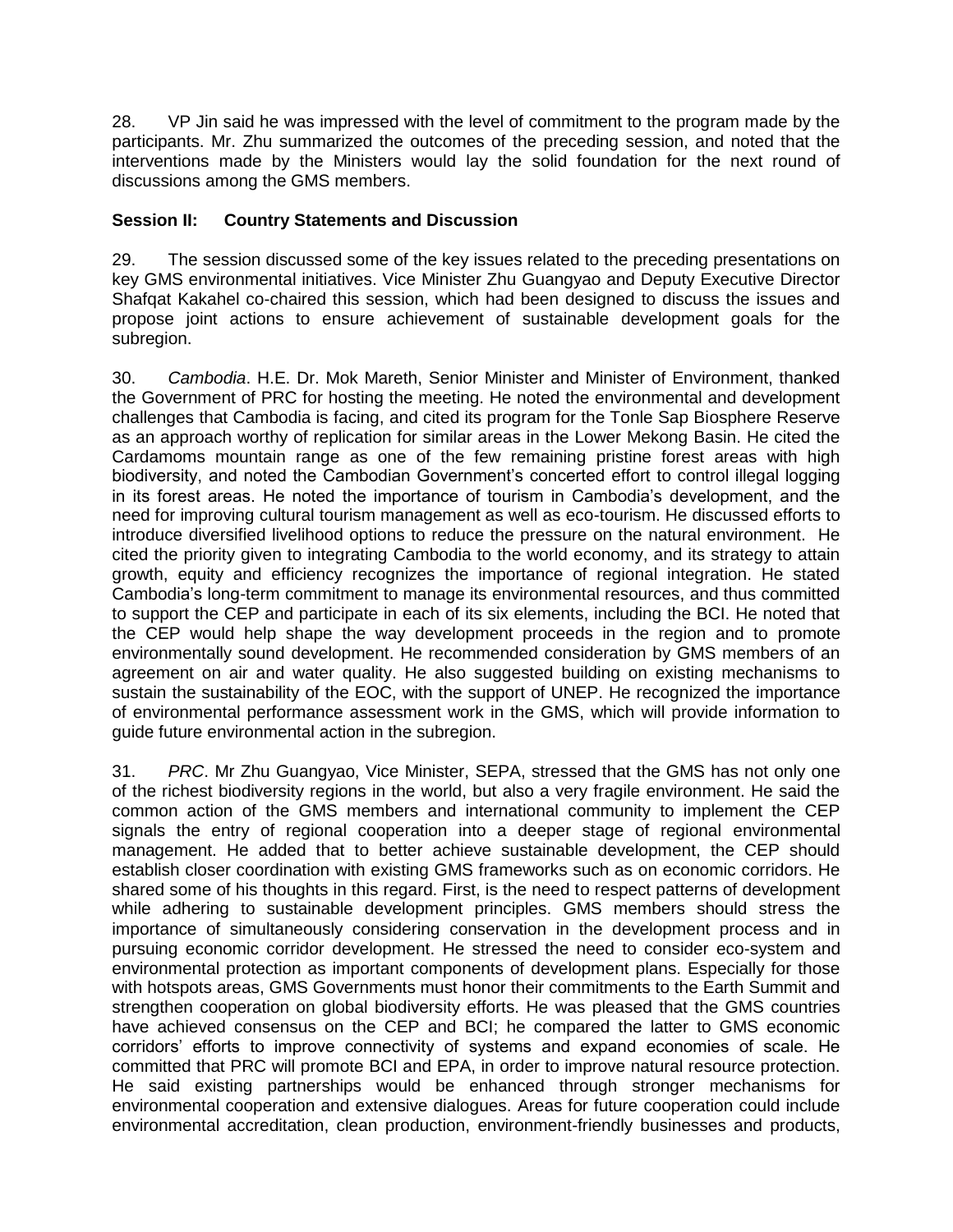28. VP Jin said he was impressed with the level of commitment to the program made by the participants. Mr. Zhu summarized the outcomes of the preceding session, and noted that the interventions made by the Ministers would lay the solid foundation for the next round of discussions among the GMS members.

### Session II: Country Statements and Discussion

29. The session discussed some of the key issues related to the preceding presentations on key GMS environmental initiatives. Vice Minister Zhu Guangyao and Deputy Executive Director Shafqat Kakahel co-chaired this session, which had been designed to discuss the issues and propose joint actions to ensure achievement of sustainable development goals for the subregion.

30. *Cambodia*. H.E. Dr. Mok Mareth, Senior Minister and Minister of Environment, thanked the Government of PRC for hosting the meeting. He noted the environmental and development challenges that Cambodia is facing, and cited its program for the Tonle Sap Biosphere Reserve as an approach worthy of replication for similar areas in the Lower Mekong Basin. He cited the Cardamoms mountain range as one of the few remaining pristine forest areas with high biodiversity, and noted the Cambodian Government's concerted effort to control illegal logging in its forest areas. He noted the importance of tourism in Cambodia's development, and the need for improving cultural tourism management as well as eco-tourism. He discussed efforts to introduce diversified livelihood options to reduce the pressure on the natural environment. He cited the priority given to integrating Cambodia to the world economy, and its strategy to attain growth, equity and efficiency recognizes the importance of regional integration. He stated Cambodia's long-term commitment to manage its environmental resources, and thus committed to support the CEP and participate in each of its six elements, including the BCI. He noted that the CEP would help shape the way development proceeds in the region and to promote environmentally sound development. He recommended consideration by GMS members of an agreement on air and water quality. He also suggested building on existing mechanisms to sustain the sustainability of the EOC, with the support of UNEP. He recognized the importance of environmental performance assessment work in the GMS, which will provide information to guide future environmental action in the subregion.

31. *PRC*. Mr Zhu Guangyao, Vice Minister, SEPA, stressed that the GMS has not only one of the richest biodiversity regions in the world, but also a very fragile environment. He said the common action of the GMS members and international community to implement the CEP signals the entry of regional cooperation into a deeper stage of regional environmental management. He added that to better achieve sustainable development, the CEP should establish closer coordination with existing GMS frameworks such as on economic corridors. He shared some of his thoughts in this regard. First, is the need to respect patterns of development while adhering to sustainable development principles. GMS members should stress the importance of simultaneously considering conservation in the development process and in pursuing economic corridor development. He stressed the need to consider eco-system and environmental protection as important components of development plans. Especially for those with hotspots areas, GMS Governments must honor their commitments to the Earth Summit and strengthen cooperation on global biodiversity efforts. He was pleased that the GMS countries have achieved consensus on the CEP and BCI; he compared the latter to GMS economic corridors' efforts to improve connectivity of systems and expand economies of scale. He committed that PRC will promote BCI and EPA, in order to improve natural resource protection. He said existing partnerships would be enhanced through stronger mechanisms for environmental cooperation and extensive dialogues. Areas for future cooperation could include environmental accreditation, clean production, environment-friendly businesses and products,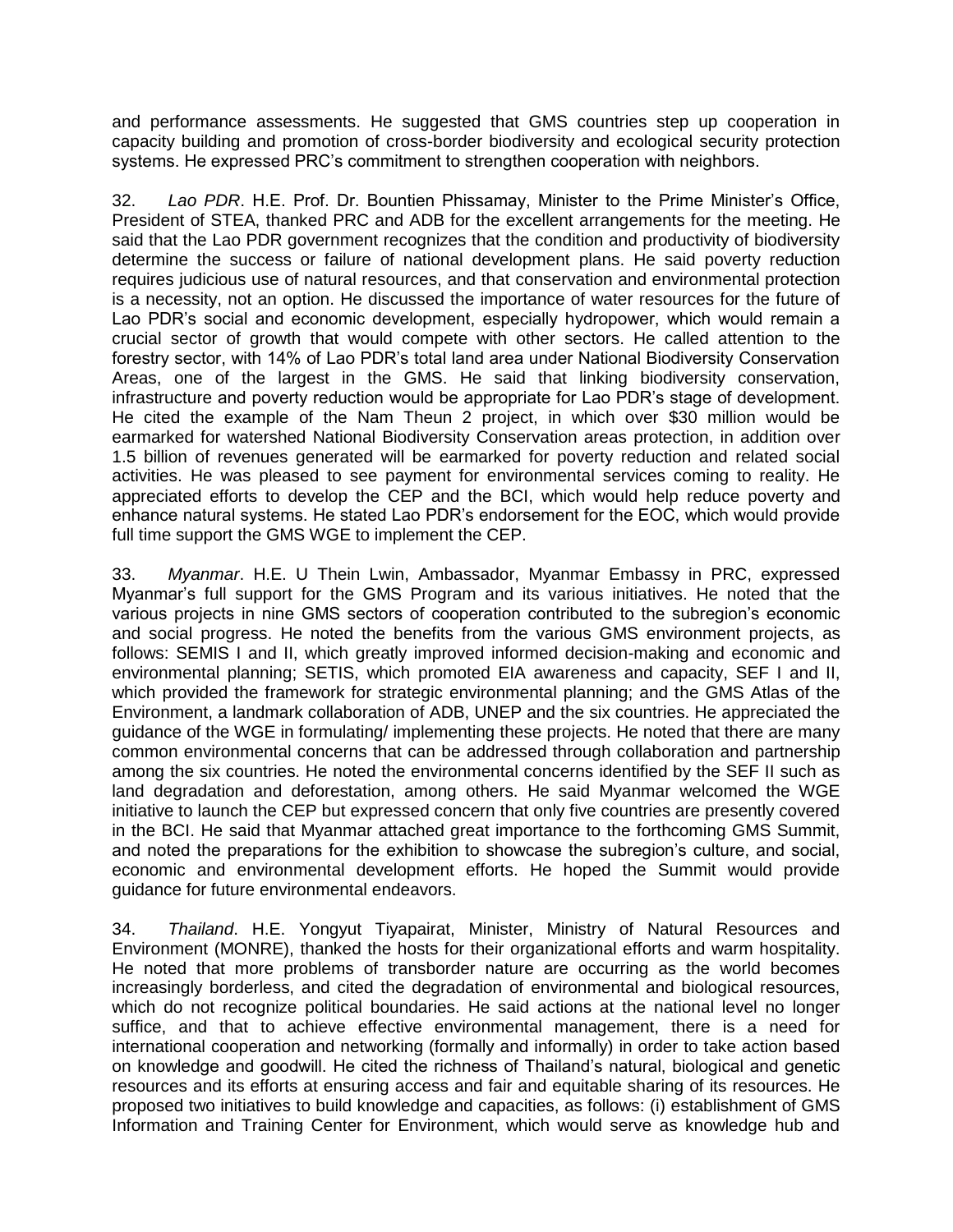and performance assessments. He suggested that GMS countries step up cooperation in capacity building and promotion of cross-border biodiversity and ecological security protection systems. He expressed PRC's commitment to strengthen cooperation with neighbors.

32. *Lao PDR*. H.E. Prof. Dr. Bountien Phissamay, Minister to the Prime Minister's Office, President of STEA, thanked PRC and ADB for the excellent arrangements for the meeting. He said that the Lao PDR government recognizes that the condition and productivity of biodiversity determine the success or failure of national development plans. He said poverty reduction requires judicious use of natural resources, and that conservation and environmental protection is a necessity, not an option. He discussed the importance of water resources for the future of Lao PDR's social and economic development, especially hydropower, which would remain a crucial sector of growth that would compete with other sectors. He called attention to the forestry sector, with 14% of Lao PDR's total land area under National Biodiversity Conservation Areas, one of the largest in the GMS. He said that linking biodiversity conservation, infrastructure and poverty reduction would be appropriate for Lao PDR's stage of development. He cited the example of the Nam Theun 2 project, in which over \$30 million would be earmarked for watershed National Biodiversity Conservation areas protection, in addition over 1.5 billion of revenues generated will be earmarked for poverty reduction and related social activities. He was pleased to see payment for environmental services coming to reality. He appreciated efforts to develop the CEP and the BCI, which would help reduce poverty and enhance natural systems. He stated Lao PDR's endorsement for the EOC, which would provide full time support the GMS WGE to implement the CEP.

33. *Myanmar*. H.E. U Thein Lwin, Ambassador, Myanmar Embassy in PRC, expressed Myanmar's full support for the GMS Program and its various initiatives. He noted that the various projects in nine GMS sectors of cooperation contributed to the subregion's economic and social progress. He noted the benefits from the various GMS environment projects, as follows: SEMIS I and II, which greatly improved informed decision-making and economic and environmental planning; SETIS, which promoted EIA awareness and capacity, SEF I and II, which provided the framework for strategic environmental planning; and the GMS Atlas of the Environment, a landmark collaboration of ADB, UNEP and the six countries. He appreciated the guidance of the WGE in formulating/ implementing these projects. He noted that there are many common environmental concerns that can be addressed through collaboration and partnership among the six countries. He noted the environmental concerns identified by the SEF II such as land degradation and deforestation, among others. He said Myanmar welcomed the WGE initiative to launch the CEP but expressed concern that only five countries are presently covered in the BCI. He said that Myanmar attached great importance to the forthcoming GMS Summit, and noted the preparations for the exhibition to showcase the subregion's culture, and social, economic and environmental development efforts. He hoped the Summit would provide guidance for future environmental endeavors.

34. *Thailand*. H.E. Yongyut Tiyapairat, Minister, Ministry of Natural Resources and Environment (MONRE), thanked the hosts for their organizational efforts and warm hospitality. He noted that more problems of transborder nature are occurring as the world becomes increasingly borderless, and cited the degradation of environmental and biological resources, which do not recognize political boundaries. He said actions at the national level no longer suffice, and that to achieve effective environmental management, there is a need for international cooperation and networking (formally and informally) in order to take action based on knowledge and goodwill. He cited the richness of Thailand's natural, biological and genetic resources and its efforts at ensuring access and fair and equitable sharing of its resources. He proposed two initiatives to build knowledge and capacities, as follows: (i) establishment of GMS Information and Training Center for Environment, which would serve as knowledge hub and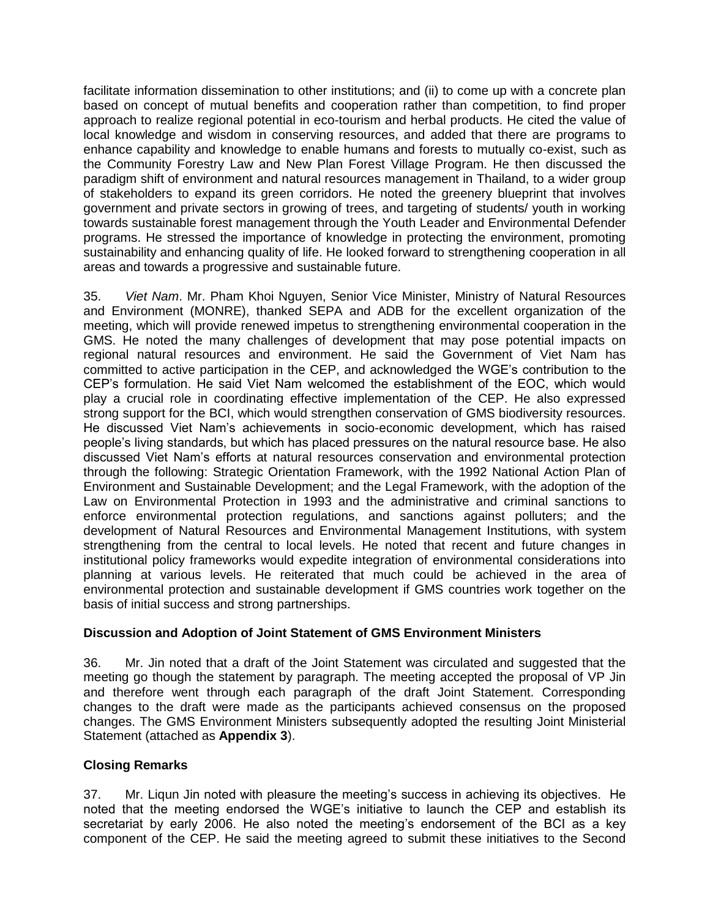facilitate information dissemination to other institutions; and (ii) to come up with a concrete plan based on concept of mutual benefits and cooperation rather than competition, to find proper approach to realize regional potential in eco-tourism and herbal products. He cited the value of local knowledge and wisdom in conserving resources, and added that there are programs to enhance capability and knowledge to enable humans and forests to mutually co-exist, such as the Community Forestry Law and New Plan Forest Village Program. He then discussed the paradigm shift of environment and natural resources management in Thailand, to a wider group of stakeholders to expand its green corridors. He noted the greenery blueprint that involves government and private sectors in growing of trees, and targeting of students/ youth in working towards sustainable forest management through the Youth Leader and Environmental Defender programs. He stressed the importance of knowledge in protecting the environment, promoting sustainability and enhancing quality of life. He looked forward to strengthening cooperation in all areas and towards a progressive and sustainable future.

35. *Viet Nam*. Mr. Pham Khoi Nguyen, Senior Vice Minister, Ministry of Natural Resources and Environment (MONRE), thanked SEPA and ADB for the excellent organization of the meeting, which will provide renewed impetus to strengthening environmental cooperation in the GMS. He noted the many challenges of development that may pose potential impacts on regional natural resources and environment. He said the Government of Viet Nam has committed to active participation in the CEP, and acknowledged the WGE's contribution to the CEP's formulation. He said Viet Nam welcomed the establishment of the EOC, which would play a crucial role in coordinating effective implementation of the CEP. He also expressed strong support for the BCI, which would strengthen conservation of GMS biodiversity resources. He discussed Viet Nam's achievements in socio-economic development, which has raised people's living standards, but which has placed pressures on the natural resource base. He also discussed Viet Nam's efforts at natural resources conservation and environmental protection through the following: Strategic Orientation Framework, with the 1992 National Action Plan of Environment and Sustainable Development; and the Legal Framework, with the adoption of the Law on Environmental Protection in 1993 and the administrative and criminal sanctions to enforce environmental protection regulations, and sanctions against polluters; and the development of Natural Resources and Environmental Management Institutions, with system strengthening from the central to local levels. He noted that recent and future changes in institutional policy frameworks would expedite integration of environmental considerations into planning at various levels. He reiterated that much could be achieved in the area of environmental protection and sustainable development if GMS countries work together on the basis of initial success and strong partnerships.

### Discussion and Adoption of Joint Statement of GMS Environment Ministers

36. Mr. Jin noted that a draft of the Joint Statement was circulated and suggested that the meeting go though the statement by paragraph. The meeting accepted the proposal of VP Jin and therefore went through each paragraph of the draft Joint Statement. Corresponding changes to the draft were made as the participants achieved consensus on the proposed changes. The GMS Environment Ministers subsequently adopted the resulting Joint Ministerial Statement (attached as **Appendix 3**).

### Closing Remarks

37. Mr. Liqun Jin noted with pleasure the meeting's success in achieving its objectives. He noted that the meeting endorsed the WGE's initiative to launch the CEP and establish its secretariat by early 2006. He also noted the meeting's endorsement of the BCI as a key component of the CEP. He said the meeting agreed to submit these initiatives to the Second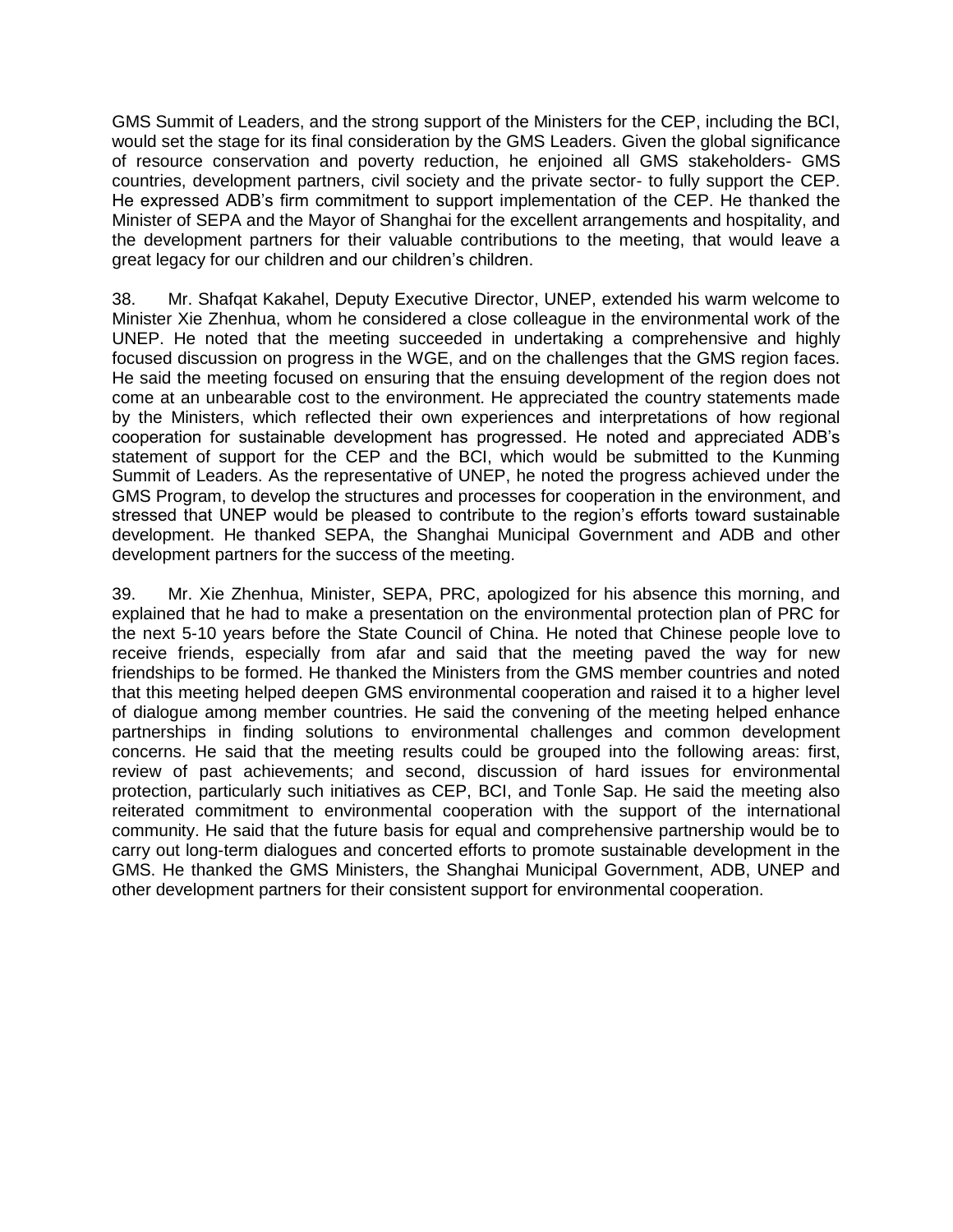GMS Summit of Leaders, and the strong support of the Ministers for the CEP, including the BCI, would set the stage for its final consideration by the GMS Leaders. Given the global significance of resource conservation and poverty reduction, he enjoined all GMS stakeholders- GMS countries, development partners, civil society and the private sector- to fully support the CEP. He expressed ADB's firm commitment to support implementation of the CEP. He thanked the Minister of SEPA and the Mayor of Shanghai for the excellent arrangements and hospitality, and the development partners for their valuable contributions to the meeting, that would leave a great legacy for our children and our children's children.

38. Mr. Shafqat Kakahel, Deputy Executive Director, UNEP, extended his warm welcome to Minister Xie Zhenhua, whom he considered a close colleague in the environmental work of the UNEP. He noted that the meeting succeeded in undertaking a comprehensive and highly focused discussion on progress in the WGE, and on the challenges that the GMS region faces. He said the meeting focused on ensuring that the ensuing development of the region does not come at an unbearable cost to the environment. He appreciated the country statements made by the Ministers, which reflected their own experiences and interpretations of how regional cooperation for sustainable development has progressed. He noted and appreciated ADB's statement of support for the CEP and the BCI, which would be submitted to the Kunming Summit of Leaders. As the representative of UNEP, he noted the progress achieved under the GMS Program, to develop the structures and processes for cooperation in the environment, and stressed that UNEP would be pleased to contribute to the region's efforts toward sustainable development. He thanked SEPA, the Shanghai Municipal Government and ADB and other development partners for the success of the meeting.

39. Mr. Xie Zhenhua, Minister, SEPA, PRC, apologized for his absence this morning, and explained that he had to make a presentation on the environmental protection plan of PRC for the next 5-10 years before the State Council of China. He noted that Chinese people love to receive friends, especially from afar and said that the meeting paved the way for new friendships to be formed. He thanked the Ministers from the GMS member countries and noted that this meeting helped deepen GMS environmental cooperation and raised it to a higher level of dialogue among member countries. He said the convening of the meeting helped enhance partnerships in finding solutions to environmental challenges and common development concerns. He said that the meeting results could be grouped into the following areas: first, review of past achievements; and second, discussion of hard issues for environmental protection, particularly such initiatives as CEP, BCI, and Tonle Sap. He said the meeting also reiterated commitment to environmental cooperation with the support of the international community. He said that the future basis for equal and comprehensive partnership would be to carry out long-term dialogues and concerted efforts to promote sustainable development in the GMS. He thanked the GMS Ministers, the Shanghai Municipal Government, ADB, UNEP and other development partners for their consistent support for environmental cooperation.